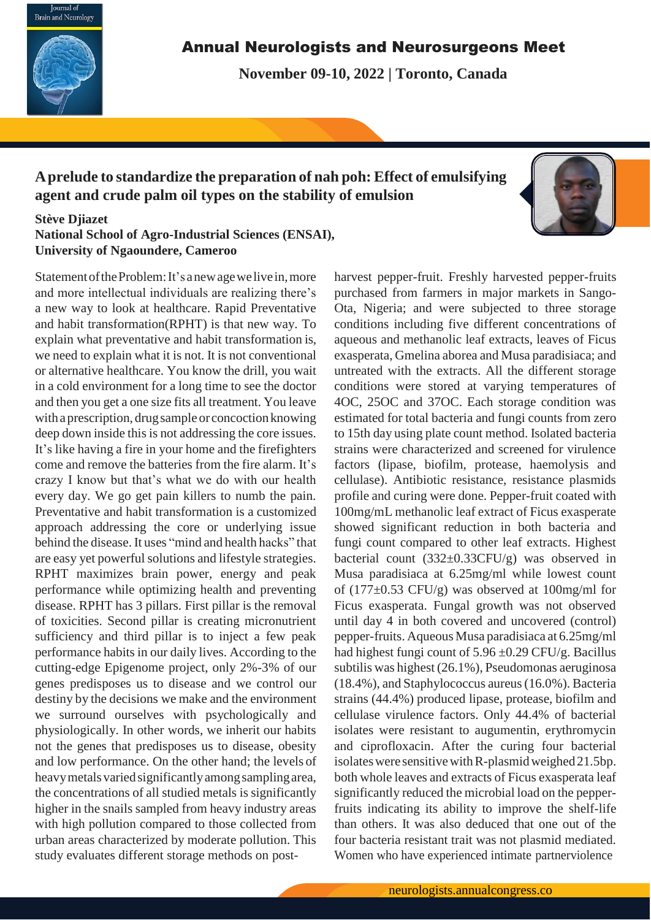# A prelude to standardize the preparation of nah poh: Effect of emulsifying agent and crude palm oil types on the stability of emulsion

**Stève Djiazet**
**National School of Agro-Industrial Sciences (ENSAI), University of Ngaoundere, Cameroo**

Statement of the Problem: It's a new age we live in, more and more intellectual individuals are realizing there's a new way to look at healthcare. Rapid Preventative and habit transformation(RPHT) is that new way. To explain what preventative and habit transformation is, we need to explain what it is not. It is not conventional or alternative healthcare. You know the drill, you wait in a cold environment for a long time to see the doctor and then you get a one size fits all treatment. You leave with a prescription, drug sample or concoction knowing deep down inside this is not addressing the core issues. It's like having a fire in your home and the firefighters come and remove the batteries from the fire alarm. It's crazy I know but that's what we do with our health every day. We go get pain killers to numb the pain. Preventative and habit transformation is a customized approach addressing the core or underlying issue behind the disease. It uses "mind and health hacks" that are easy yet powerful solutions and lifestyle strategies. RPHT maximizes brain power, energy and peak performance while optimizing health and preventing disease. RPHT has 3 pillars. First pillar is the removal of toxicities. Second pillar is creating micronutrient sufficiency and third pillar is to inject a few peak performance habits in our daily lives. According to the cutting-edge Epigenome project, only 2%-3% of our genes predisposes us to disease and we control our destiny by the decisions we make and the environment we surround ourselves with psychologically and physiologically. In other words, we inherit our habits not the genes that predisposes us to disease, obesity and low performance. On the other hand; the levels of heavy metals varied significantly among sampling area, the concentrations of all studied metals is significantly higher in the snails sampled from heavy industry areas with high pollution compared to those collected from urban areas characterized by moderate pollution. This study evaluates different storage methods on post-harvest pepper-fruit. Freshly harvested pepper-fruits purchased from farmers in major markets in Sango-Ota, Nigeria; and were subjected to three storage conditions including five different concentrations of aqueous and methanolic leaf extracts, leaves of Ficus exasperata, Gmelina aborea and Musa paradisiaca; and untreated with the extracts. All the different storage conditions were stored at varying temperatures of 4OC, 25OC and 37OC. Each storage condition was estimated for total bacteria and fungi counts from zero to 15th day using plate count method. Isolated bacteria strains were characterized and screened for virulence factors (lipase, biofilm, protease, haemolysis and cellulase). Antibiotic resistance, resistance plasmids profile and curing were done. Pepper-fruit coated with 100mg/mL methanolic leaf extract of Ficus exasperate showed significant reduction in both bacteria and fungi count compared to other leaf extracts. Highest bacterial count (332±0.33CFU/g) was observed in Musa paradisiaca at 6.25mg/ml while lowest count of (177±0.53 CFU/g) was observed at 100mg/ml for Ficus exasperata. Fungal growth was not observed until day 4 in both covered and uncovered (control) pepper-fruits. Aqueous Musa paradisiaca at 6.25mg/ml had highest fungi count of 5.96 ±0.29 CFU/g. Bacillus subtilis was highest (26.1%), Pseudomonas aeruginosa (18.4%), and Staphylococcus aureus (16.0%). Bacteria strains (44.4%) produced lipase, protease, biofilm and cellulase virulence factors. Only 44.4% of bacterial isolates were resistant to augumentin, erythromycin and ciprofloxacin. After the curing four bacterial isolates were sensitive with R-plasmid weighed 21.5bp. both whole leaves and extracts of Ficus exasperata leaf significantly reduced the microbial load on the pepper-fruits indicating its ability to improve the shelf-life than others. It was also deduced that one out of the four bacteria resistant trait was not plasmid mediated. Women who have experienced intimate partnerviolence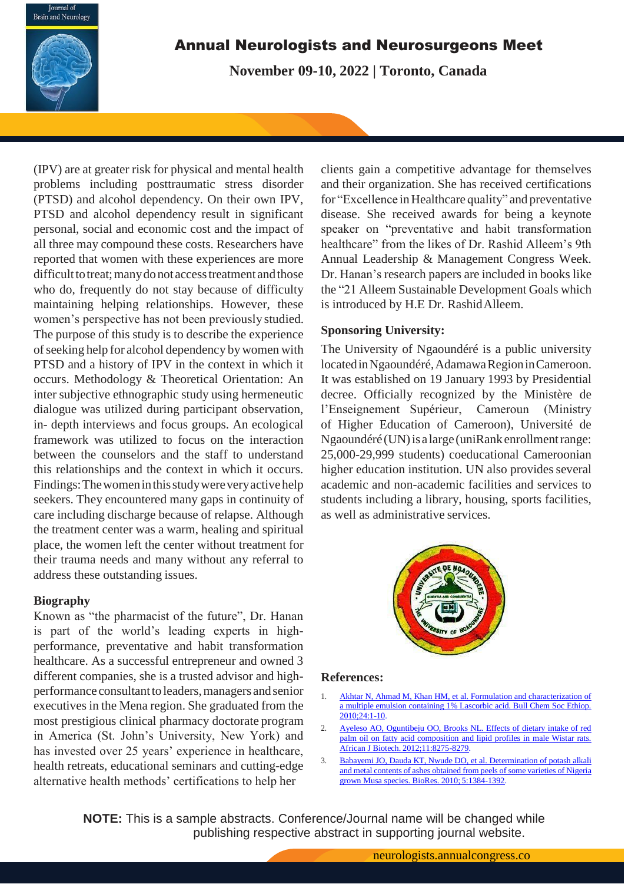(IPV) are at greater risk for physical and mental health problems including posttraumatic stress disorder (PTSD) and alcohol dependency. On their own IPV, PTSD and alcohol dependency result in significant personal, social and economic cost and the impact of all three may compound these costs. Researchers have reported that women with these experiences are more difficult to treat; many do not access treatment and those who do, frequently do not stay because of difficulty maintaining helping relationships. However, these women's perspective has not been previously studied. The purpose of this study is to describe the experience of seeking help for alcohol dependency by women with PTSD and a history of IPV in the context in which it occurs. Methodology & Theoretical Orientation: An inter subjective ethnographic study using hermeneutic dialogue was utilized during participant observation, in- depth interviews and focus groups. An ecological framework was utilized to focus on the interaction between the counselors and the staff to understand this relationships and the context in which it occurs. Findings: The women in this study were very active help seekers. They encountered many gaps in continuity of care including discharge because of relapse. Although the treatment center was a warm, healing and spiritual place, the women left the center without treatment for their trauma needs and many without any referral to address these outstanding issues.

### Biography

Known as "the pharmacist of the future", Dr. Hanan is part of the world's leading experts in high-performance, preventative and habit transformation healthcare. As a successful entrepreneur and owned 3 different companies, she is a trusted advisor and high-performance consultant to leaders, managers and senior executives in the Mena region. She graduated from the most prestigious clinical pharmacy doctorate program in America (St. John's University, New York) and has invested over 25 years' experience in healthcare, health retreats, educational seminars and cutting-edge alternative health methods' certifications to help her clients gain a competitive advantage for themselves and their organization. She has received certifications for "Excellence in Healthcare quality" and preventative disease. She received awards for being a keynote speaker on "preventative and habit transformation healthcare" from the likes of Dr. Rashid Alleem's 9th Annual Leadership & Management Congress Week. Dr. Hanan's research papers are included in books like the "21 Alleem Sustainable Development Goals which is introduced by H.E Dr. Rashid Alleem.

### Sponsoring University:

The University of Ngaoundéré is a public university located in Ngaoundéré, Adamawa Region in Cameroon. It was established on 19 January 1993 by Presidential decree. Officially recognized by the Ministère de l'Enseignement Supérieur, Cameroun (Ministry of Higher Education of Cameroon), Université de Ngaoundéré (UN) is a large (uniRank enrollment range: 25,000-29,999 students) coeducational Cameroonian higher education institution. UN also provides several academic and non-academic facilities and services to students including a library, housing, sports facilities, as well as administrative services.

### References:

1. Akhtar N, Ahmad M, Khan HM, et al. Formulation and characterization of a multiple emulsion containing 1% Lascorbic acid. Bull Chem Soc Ethiop. 2010;24:1-10.
2. Ayeleso AO, Oguntibeju OO, Brooks NL. Effects of dietary intake of red palm oil on fatty acid composition and lipid profiles in male Wistar rats. African J Biotech. 2012;11:8275-8279.
3. Babayemi JO, Dauda KT, Nwude DO, et al. Determination of potash alkali and metal contents of ashes obtained from peels of some varieties of Nigeria grown Musa species. BioRes. 2010; 5:1384-1392.

**NOTE:** This is a sample abstracts. Conference/Journal name will be changed while publishing respective abstract in supporting journal website.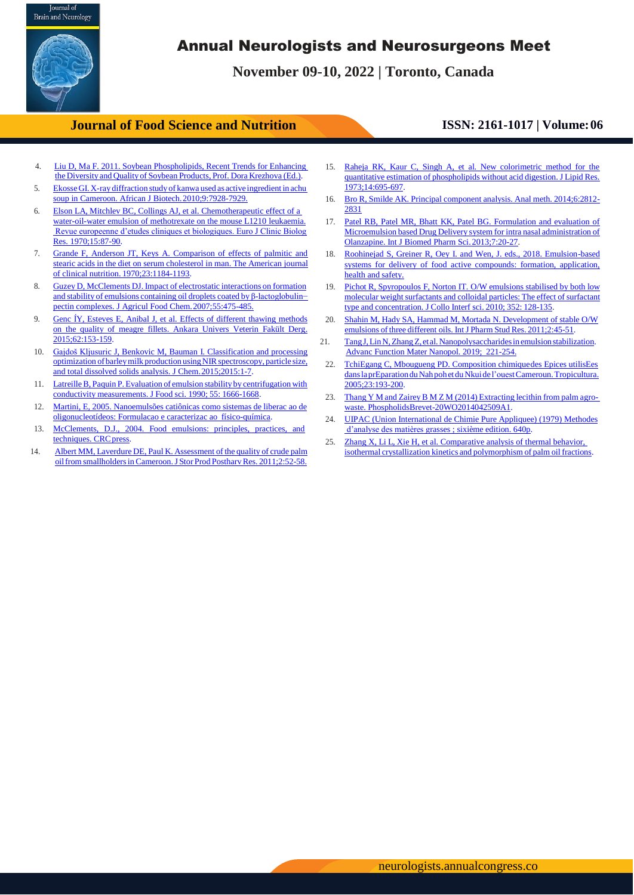4. Liu D, Ma F. 2011. Soybean Phospholipids, Recent Trends for Enhancing the Diversity and Quality of Soybean Products, Prof. Dora Krezhova (Ed.).
5. Ekosse GI. X-ray diffraction study of kanwa used as active ingredient in achu soup in Cameroon. African J Biotech. 2010;9:7928-7929.
6. Elson LA, Mitchley BC, Collings AJ, et al. Chemotherapeutic effect of a water-oil-water emulsion of methotrexate on the mouse L1210 leukaemia. Revue europeenne d'etudes cliniques et biologiques. Euro J Clinic Biolog Res. 1970;15:87-90.
7. Grande F, Anderson JT, Keys A. Comparison of effects of palmitic and stearic acids in the diet on serum cholesterol in man. The American journal of clinical nutrition. 1970;23:1184-1193.
8. Guzey D, McClements DJ. Impact of electrostatic interactions on formation and stability of emulsions containing oil droplets coated by β-lactoglobulin–pectin complexes. J Agricul Food Chem. 2007;55:475-485.
9. Genc ÍY, Esteves E, Anibal J, et al. Effects of different thawing methods on the quality of meagre fillets. Ankara Univers Veterin Fakült Derg. 2015;62:153-159.
10. Gajdoš Kljusuric J, Benkovic M, Bauman I. Classification and processing optimization of barley milk production using NIR spectroscopy, particle size, and total dissolved solids analysis. J Chem. 2015;2015:1-7.
11. Latreille B, Paquin P. Evaluation of emulsion stability by centrifugation with conductivity measurements. J Food sci. 1990; 55: 1666-1668.
12. Martini, E, 2005. Nanoemulsões catiônicas como sistemas de liberac ao de oligonucleotídeos: Formulacao e caracterizac ao físico-química.
13. McClements, D.J., 2004. Food emulsions: principles, practices, and techniques. CRC press.
14. Albert MM, Laverdure DE, Paul K. Assessment of the quality of crude palm oil from smallholders in Cameroon. J Stor Prod Postharv Res. 2011;2:52-58.
15. Raheja RK, Kaur C, Singh A, et al. New colorimetric method for the quantitative estimation of phospholipids without acid digestion. J Lipid Res. 1973;14:695-697.
16. Bro R, Smilde AK. Principal component analysis. Anal meth. 2014;6:2812-2831
17. Patel RB, Patel MR, Bhatt KK, Patel BG. Formulation and evaluation of Microemulsion based Drug Delivery system for intra nasal administration of Olanzapine. Int J Biomed Pharm Sci. 2013;7:20-27.
18. Roohinejad S, Greiner R, Oey I. and Wen, J. eds., 2018. Emulsion-based systems for delivery of food active compounds: formation, application, health and safety.
19. Pichot R, Spyropoulos F, Norton IT. O/W emulsions stabilised by both low molecular weight surfactants and colloidal particles: The effect of surfactant type and concentration. J Collo Interf sci. 2010; 352: 128-135.
20. Shahin M, Hady SA, Hammad M, Mortada N. Development of stable O/W emulsions of three different oils. Int J Pharm Stud Res. 2011;2:45-51.
21. Tang J, Lin N, Zhang Z, et al. Nanopolysaccharides in emulsion stabilization. Advanc Function Mater Nanopol. 2019; 221-254.
22. TchiEgang C, Mbougueng PD. Composition chimiquedes Epices utilisEes dans la prEparation du Nah poh et du Nkui de l'ouest Cameroun. Tropicultura. 2005;23:193-200.
23. Thang Y M and Zairey B M Z M (2014) Extracting lecithin from palm agro-waste. PhospholidsBrevet-20WO2014042509A1.
24. UIPAC (Union International de Chimie Pure Appliquee) (1979) Methodes d'analyse des matières grasses ; sixième edition. 640p.
25. Zhang X, Li L, Xie H, et al. Comparative analysis of thermal behavior, isothermal crystallization kinetics and polymorphism of palm oil fractions.